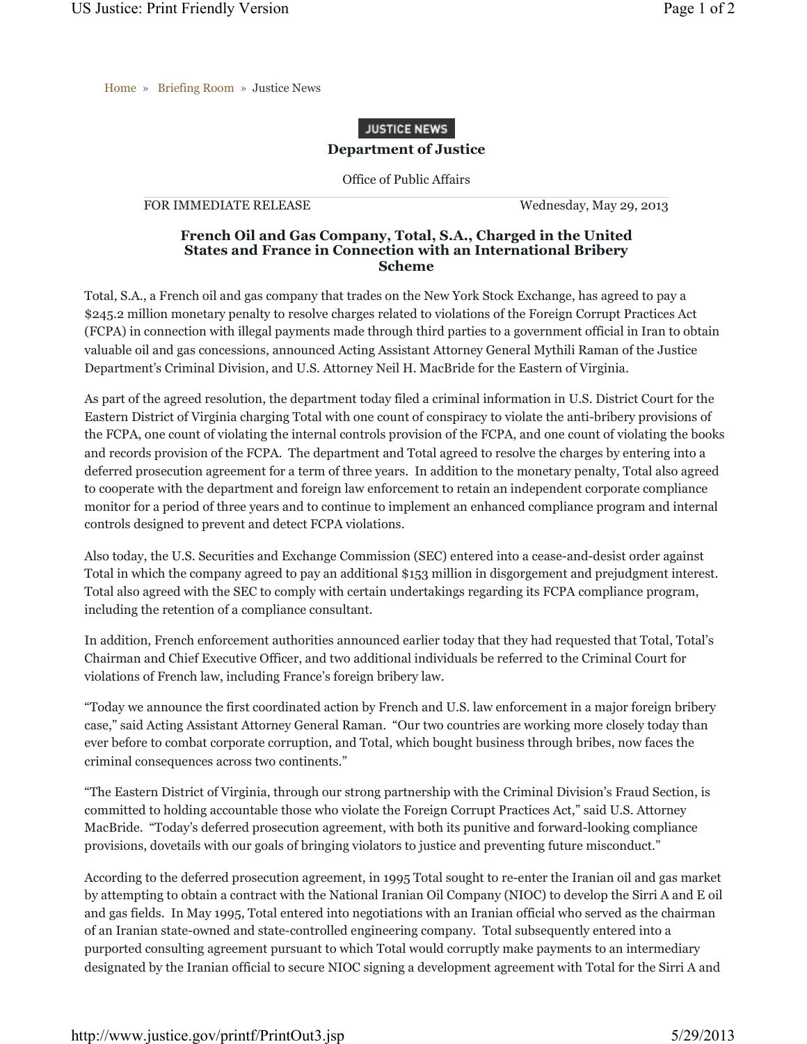Home » Briefing Room » Justice News

JUSTICE NEWS

**Department of Justice**

Office of Public Affairs

FOR IMMEDIATE RELEASE Wednesday, May 29, 2013

### French Oil and Gas Company, Total, S.A., Charged in the United States and France in Connection with an International Bribery Scheme

Total, S.A., a French oil and gas company that trades on the New York Stock Exchange, has agreed to pay a $245.2 million monetary penalty to resolve charges related to violations of the Foreign Corrupt Practices Act (FCPA) in connection with illegal payments made through third parties to a government official in Iran to obtain valuable oil and gas concessions, announced Acting Assistant Attorney General Mythili Raman of the Justice Department's Criminal Division, and U.S. Attorney Neil H. MacBride for the Eastern of Virginia.

As part of the agreed resolution, the department today filed a criminal information in U.S. District Court for the Eastern District of Virginia charging Total with one count of conspiracy to violate the anti-bribery provisions of the FCPA, one count of violating the internal controls provision of the FCPA, and one count of violating the books and records provision of the FCPA. The department and Total agreed to resolve the charges by entering into a deferred prosecution agreement for a term of three years. In addition to the monetary penalty, Total also agreed to cooperate with the department and foreign law enforcement to retain an independent corporate compliance monitor for a period of three years and to continue to implement an enhanced compliance program and internal controls designed to prevent and detect FCPA violations.

Also today, the U.S. Securities and Exchange Commission (SEC) entered into a cease-and-desist order against Total in which the company agreed to pay an additional $153 million in disgorgement and prejudgment interest. Total also agreed with the SEC to comply with certain undertakings regarding its FCPA compliance program, including the retention of a compliance consultant.

In addition, French enforcement authorities announced earlier today that they had requested that Total, Total's Chairman and Chief Executive Officer, and two additional individuals be referred to the Criminal Court for violations of French law, including France's foreign bribery law.

"Today we announce the first coordinated action by French and U.S. law enforcement in a major foreign bribery case," said Acting Assistant Attorney General Raman. "Our two countries are working more closely today than ever before to combat corporate corruption, and Total, which bought business through bribes, now faces the criminal consequences across two continents."

"The Eastern District of Virginia, through our strong partnership with the Criminal Division's Fraud Section, is committed to holding accountable those who violate the Foreign Corrupt Practices Act," said U.S. Attorney MacBride. "Today's deferred prosecution agreement, with both its punitive and forward-looking compliance provisions, dovetails with our goals of bringing violators to justice and preventing future misconduct."

According to the deferred prosecution agreement, in 1995 Total sought to re-enter the Iranian oil and gas market by attempting to obtain a contract with the National Iranian Oil Company (NIOC) to develop the Sirri A and E oil and gas fields. In May 1995, Total entered into negotiations with an Iranian official who served as the chairman of an Iranian state-owned and state-controlled engineering company. Total subsequently entered into a purported consulting agreement pursuant to which Total would corruptly make payments to an intermediary designated by the Iranian official to secure NIOC signing a development agreement with Total for the Sirri A and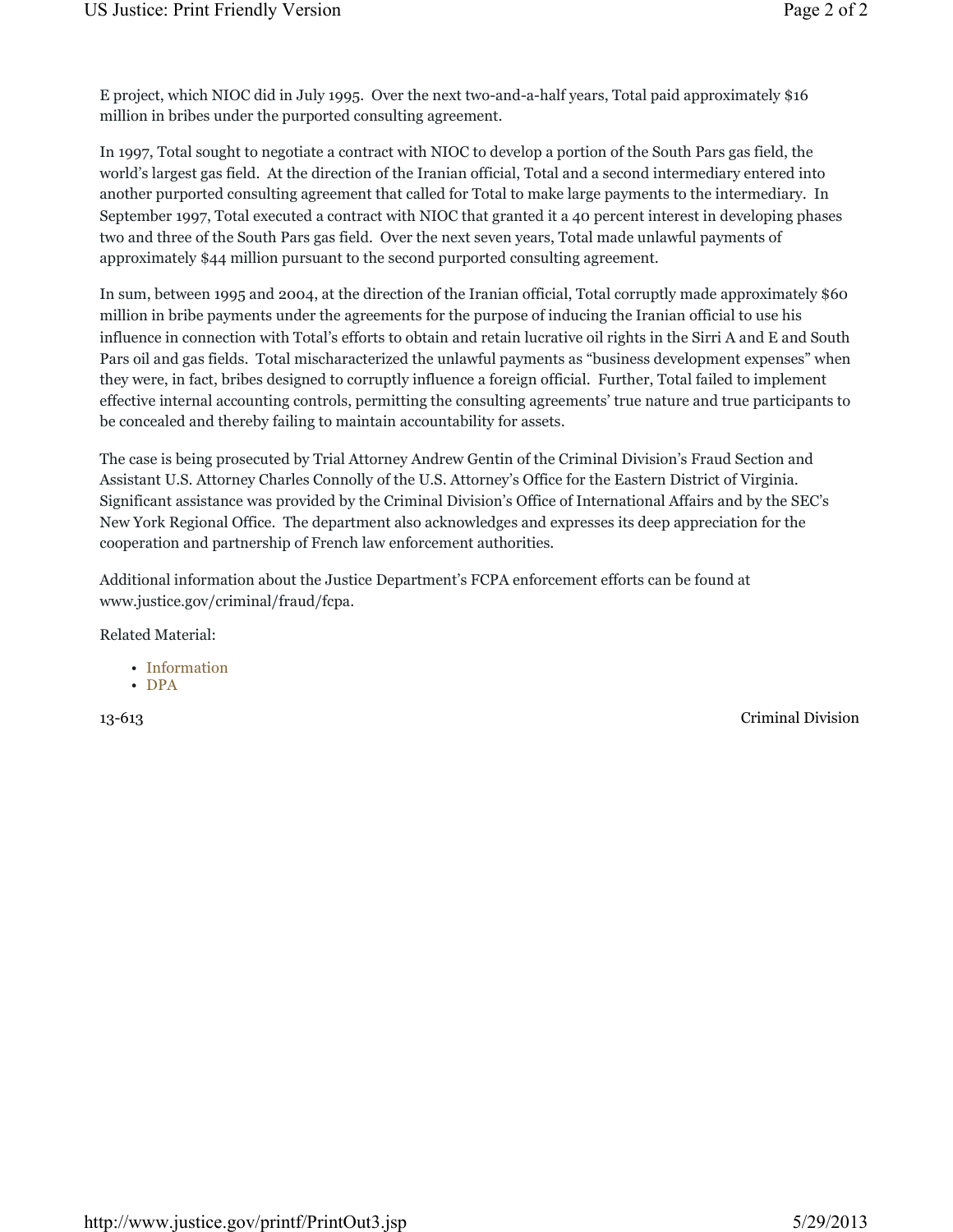E project, which NIOC did in July 1995. Over the next two-and-a-half years, Total paid approximately $16 million in bribes under the purported consulting agreement.

In 1997, Total sought to negotiate a contract with NIOC to develop a portion of the South Pars gas field, the world's largest gas field. At the direction of the Iranian official, Total and a second intermediary entered into another purported consulting agreement that called for Total to make large payments to the intermediary. In September 1997, Total executed a contract with NIOC that granted it a 40 percent interest in developing phases two and three of the South Pars gas field. Over the next seven years, Total made unlawful payments of approximately $44 million pursuant to the second purported consulting agreement.

In sum, between 1995 and 2004, at the direction of the Iranian official, Total corruptly made approximately $60 million in bribe payments under the agreements for the purpose of inducing the Iranian official to use his influence in connection with Total's efforts to obtain and retain lucrative oil rights in the Sirri A and E and South Pars oil and gas fields. Total mischaracterized the unlawful payments as "business development expenses" when they were, in fact, bribes designed to corruptly influence a foreign official. Further, Total failed to implement effective internal accounting controls, permitting the consulting agreements' true nature and true participants to be concealed and thereby failing to maintain accountability for assets.

The case is being prosecuted by Trial Attorney Andrew Gentin of the Criminal Division's Fraud Section and Assistant U.S. Attorney Charles Connolly of the U.S. Attorney's Office for the Eastern District of Virginia. Significant assistance was provided by the Criminal Division's Office of International Affairs and by the SEC's New York Regional Office. The department also acknowledges and expresses its deep appreciation for the cooperation and partnership of French law enforcement authorities.

Additional information about the Justice Department's FCPA enforcement efforts can be found at www.justice.gov/criminal/fraud/fcpa.

Related Material:

- Information
- DPA

13-613 Criminal Division